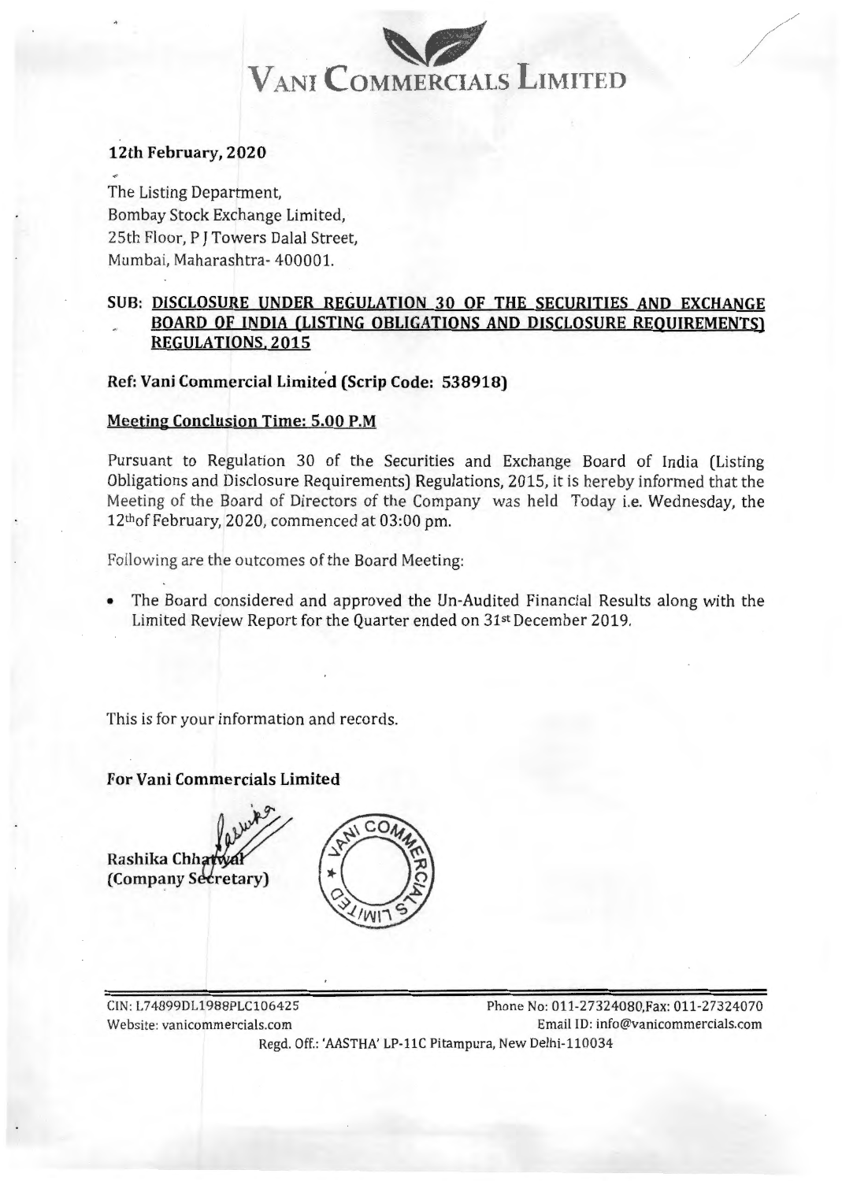# VANI COMMERCIALS LIMITED

**12th February, 2020**

The Listing Department,
Bombay Stock Exchange Limited,
25th Floor, P J Towers Dalal Street,
Mumbai, Maharashtra- 400001.

**SUB: DISCLOSURE UNDER REGULATION 30 OF THE SECURITIES AND EXCHANGE BOARD OF INDIA (LISTING OBLIGATIONS AND DISCLOSURE REQUIREMENTS) REGULATIONS, 2015**

**Ref: Vani Commercial Limited (Scrip Code: 538918)**

**Meeting Conclusion Time: 5.00 P.M**

Pursuant to Regulation 30 of the Securities and Exchange Board of India (Listing Obligations and Disclosure Requirements) Regulations, 2015, it is hereby informed that the Meeting of the Board of Directors of the Company was held Today i.e. Wednesday, the 12th of February, 2020, commenced at 03:00 pm.

Following are the outcomes of the Board Meeting:

- The Board considered and approved the Un-Audited Financial Results along with the Limited Review Report for the Quarter ended on 31st December 2019.

This is for your information and records.

**For Vani Commercials Limited**

**Rashika Chhatwal**
**(Company Secretary)**

CIN: L74899DL1988PLC106425
Website: vanicommercials.com
Phone No: 011-27324080, Fax: 011-27324070
Email ID: info@vanicommercials.com
Regd. Off.: 'AASTHA' LP-11C Pitampura, New Delhi-110034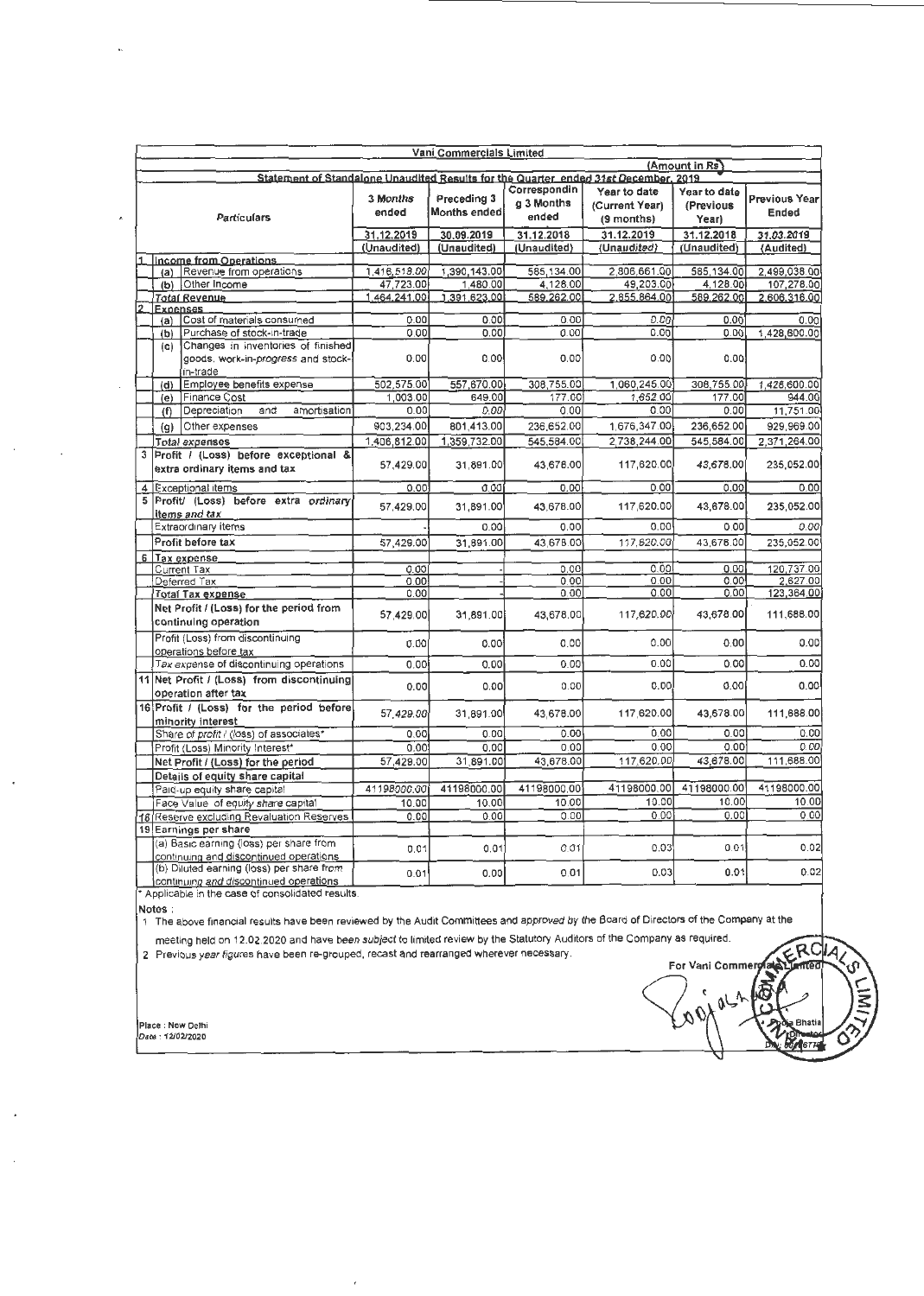# Vani Commercials Limited

(Amount in Rs)

## Statement of Standalone Unaudited Results for the Quarter ended 31st December, 2019

| | Particulars | 3 Months ended | Preceding 3 Months ended | Corresponding 3 Months ended | Year to date (Current Year) (9 months) | Year to date (Previous Year) | Previous Year Ended |
|---|---|---|---|---|---|---|---|
| | | 31.12.2019 | 30.09.2019 | 31.12.2018 | 31.12.2019 | 31.12.2018 | 31.03.2019 |
| | | (Unaudited) | (Unaudited) | (Unaudited) | (Unaudited) | (Unaudited) | (Audited) |
| 1 | **Income from Operations** | | | | | | |
| | (a) Revenue from operations | 1,416,518.00 | 1,390,143.00 | 585,134.00 | 2,806,661.00 | 585,134.00 | 2,499,038.00 |
| | (b) Other Income | 47,723.00 | 1,480.00 | 4,128.00 | 49,203.00 | 4,128.00 | 107,278.00 |
| | **Total Revenue** | 1,464,241.00 | 1,391,623.00 | 589,262.00 | 2,855,864.00 | 589,262.00 | 2,606,316.00 |
| 2 | **Expenses** | | | | | | |
| | (a) Cost of materials consumed | 0.00 | 0.00 | 0.00 | 0.00 | 0.00 | 0.00 |
| | (b) Purchase of stock-in-trade | 0.00 | 0.00 | 0.00 | 0.00 | 0.00 | 1,428,600.00 |
| | (c) Changes in inventories of finished goods, work-in-progress and stock-in-trade | 0.00 | 0.00 | 0.00 | 0.00 | 0.00 | |
| | (d) Employee benefits expense | 502,575.00 | 557,670.00 | 308,755.00 | 1,060,245.00 | 308,755.00 | 1,428,600.00 |
| | (e) Finance Cost | 1,003.00 | 649.00 | 177.00 | 1,652.00 | 177.00 | 944.00 |
| | (f) Depreciation and amortisation | 0.00 | 0.00 | 0.00 | 0.00 | 0.00 | 11,751.00 |
| | (g) Other expenses | 903,234.00 | 801,413.00 | 236,652.00 | 1,676,347.00 | 236,652.00 | 929,969.00 |
| | Total expenses | 1,406,812.00 | 1,359,732.00 | 545,584.00 | 2,738,244.00 | 545,584.00 | 2,371,264.00 |
| 3 | Profit / (Loss) before exceptional & extra ordinary items and tax | 57,429.00 | 31,891.00 | 43,678.00 | 117,620.00 | 43,678.00 | 235,052.00 |
| 4 | Exceptional items | 0.00 | 0.00 | 0.00 | 0.00 | 0.00 | 0.00 |
| 5 | Profit/ (Loss) before extra ordinary items and tax | 57,429.00 | 31,891.00 | 43,678.00 | 117,620.00 | 43,678.00 | 235,052.00 |
| | Extraordinary items | - | 0.00 | 0.00 | 0.00 | 0.00 | 0.00 |
| | Profit before tax | 57,429.00 | 31,891.00 | 43,678.00 | 117,620.00 | 43,678.00 | 235,052.00 |
| 6 | Tax expense | | | | | | |
| | Current Tax | 0.00 | - | 0.00 | 0.00 | 0.00 | 120,737.00 |
| | Deferred Tax | 0.00 | - | 0.00 | 0.00 | 0.00 | 2,627.00 |
| | Total Tax expense | 0.00 | - | 0.00 | 0.00 | 0.00 | 123,364.00 |
| | Net Profit / (Loss) for the period from continuing operation | 57,429.00 | 31,891.00 | 43,678.00 | 117,620.00 | 43,678.00 | 111,688.00 |
| | Profit (Loss) from discontinuing operations before tax | 0.00 | 0.00 | 0.00 | 0.00 | 0.00 | 0.00 |
| | Tax expense of discontinuing operations | 0.00 | 0.00 | 0.00 | 0.00 | 0.00 | 0.00 |
| 11 | Net Profit / (Loss) from discontinuing operation after tax | 0.00 | 0.00 | 0.00 | 0.00 | 0.00 | 0.00 |
| 16 | Profit / (Loss) for the period before minority interest | 57,429.00 | 31,891.00 | 43,678.00 | 117,620.00 | 43,678.00 | 111,688.00 |
| | Share of profit / (loss) of associates* | 0.00 | 0.00 | 0.00 | 0.00 | 0.00 | 0.00 |
| | Profit (Loss) Minority Interest* | 0.00 | 0.00 | 0.00 | 0.00 | 0.00 | 0.00 |
| | Net Profit / (Loss) for the period | 57,429.00 | 31,891.00 | 43,678.00 | 117,620.00 | 43,678.00 | 111,688.00 |
| | Details of equity share capital | | | | | | |
| | Paid-up equity share capital | 41198000.00 | 41198000.00 | 41198000.00 | 41198000.00 | 41198000.00 | 41198000.00 |
| | Face Value of equity share capital | 10.00 | 10.00 | 10.00 | 10.00 | 10.00 | 10.00 |
| 18 | Reserve excluding Revaluation Reserves | 0.00 | 0.00 | 0.00 | 0.00 | 0.00 | 0.00 |
| 19 | Earnings per share | | | | | | |
| | (a) Basic earning (loss) per share from continuing and discontinued operations | 0.01 | 0.01 | 0.01 | 0.03 | 0.01 | 0.02 |
| | (b) Diluted earning (loss) per share from continuing and discontinued operations | 0.01 | 0.00 | 0.01 | 0.03 | 0.01 | 0.02 |

\* Applicable in the case of consolidated results.

Notes :

1. The above financial results have been reviewed by the Audit Committees and approved by the Board of Directors of the Company at the meeting held on 12.02.2020 and have been subject to limited review by the Statutory Auditors of the Company as required.
2. Previous year figures have been re-grouped, recast and rearranged wherever necessary.

For Vani Commercials Limited

Pooja Bhatia
Director

Place : New Delhi
Date : 12/02/2020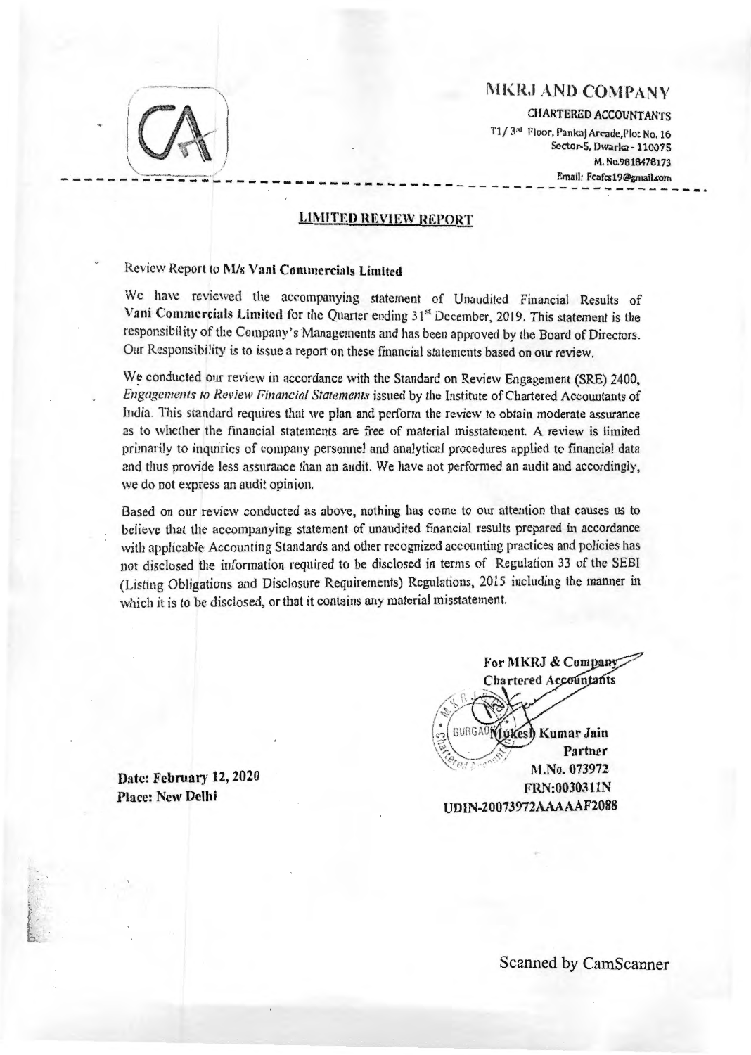# MKRJ AND COMPANY

CHARTERED ACCOUNTANTS

T1/ 3rd Floor, Pankaj Arcade,Plot No. 16
Sector-5, Dwarka - 110075
M. No.9818478173
Email: Fcafcs19@gmail.com

## LIMITED REVIEW REPORT

Review Report to **M/s Vani Commercials Limited**

We have reviewed the accompanying statement of Unaudited Financial Results of **Vani Commercials Limited** for the Quarter ending 31st December, 2019. This statement is the responsibility of the Company's Managements and has been approved by the Board of Directors. Our Responsibility is to issue a report on these financial statements based on our review.

We conducted our review in accordance with the Standard on Review Engagement (SRE) 2400, *Engagements to Review Financial Statements* issued by the Institute of Chartered Accountants of India. This standard requires that we plan and perform the review to obtain moderate assurance as to whether the financial statements are free of material misstatement. A review is limited primarily to inquiries of company personnel and analytical procedures applied to financial data and thus provide less assurance than an audit. We have not performed an audit and accordingly, we do not express an audit opinion.

Based on our review conducted as above, nothing has come to our attention that causes us to believe that the accompanying statement of unaudited financial results prepared in accordance with applicable Accounting Standards and other recognized accounting practices and policies has not disclosed the information required to be disclosed in terms of Regulation 33 of the SEBI (Listing Obligations and Disclosure Requirements) Regulations, 2015 including the manner in which it is to be disclosed, or that it contains any material misstatement.

**For MKRJ & Company**
**Chartered Accountants**

**Mukesh Kumar Jain**
**Partner**
**M.No. 073972**
**FRN:003031IN**
**UDIN-20073972AAAAAF2088**

**Date: February 12, 2020**
**Place: New Delhi**

Scanned by CamScanner